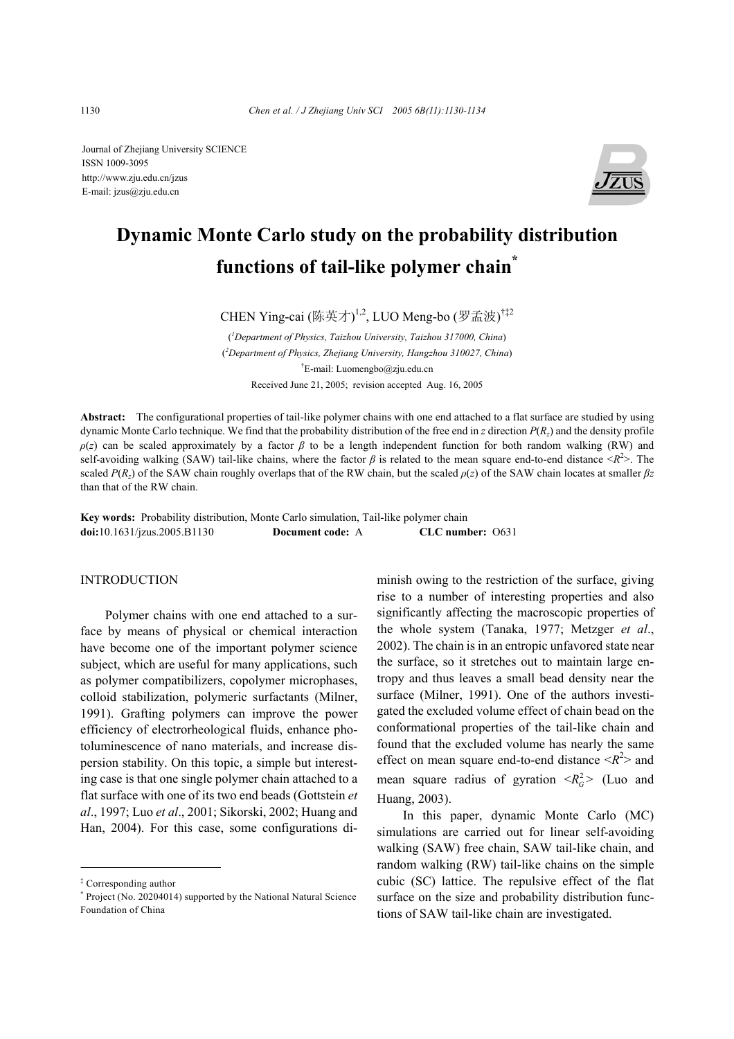Journal of Zhejiang University SCIENCE
ISSN 1009-3095
http://www.zju.edu.cn/jzus
E-mail: jzus@zju.edu.cn

# Dynamic Monte Carlo study on the probability distribution functions of tail-like polymer chain*

CHEN Ying-cai (陈英才)[1,2], LUO Meng-bo (罗孟波)[†‡2]

([1]Department of Physics, Taizhou University, Taizhou 317000, China)
([2]Department of Physics, Zhejiang University, Hangzhou 310027, China)
[†]E-mail: Luomengbo@zju.edu.cn
Received June 21, 2005; revision accepted Aug. 16, 2005

**Abstract:** The configurational properties of tail-like polymer chains with one end attached to a flat surface are studied by using dynamic Monte Carlo technique. We find that the probability distribution of the free end in *z* direction $P(R_z)$ and the density profile $\rho(z)$ can be scaled approximately by a factor $\beta$ to be a length independent function for both random walking (RW) and self-avoiding walking (SAW) tail-like chains, where the factor $\beta$ is related to the mean square end-to-end distance $<R^2>$. The scaled $P(R_z)$ of the SAW chain roughly overlaps that of the RW chain, but the scaled $\rho(z)$ of the SAW chain locates at smaller $\beta z$ than that of the RW chain.

**Key words:** Probability distribution, Monte Carlo simulation, Tail-like polymer chain
**doi:**10.1631/jzus.2005.B1130 **Document code:** A **CLC number:** O631

## INTRODUCTION

Polymer chains with one end attached to a surface by means of physical or chemical interaction have become one of the important polymer science subject, which are useful for many applications, such as polymer compatibilizers, copolymer microphases, colloid stabilization, polymeric surfactants (Milner, 1991). Grafting polymers can improve the power efficiency of electrorheological fluids, enhance photoluminescence of nano materials, and increase dispersion stability. On this topic, a simple but interesting case is that one single polymer chain attached to a flat surface with one of its two end beads (Gottstein *et al*., 1997; Luo *et al*., 2001; Sikorski, 2002; Huang and Han, 2004). For this case, some configurations diminish owing to the restriction of the surface, giving rise to a number of interesting properties and also significantly affecting the macroscopic properties of the whole system (Tanaka, 1977; Metzger *et al*., 2002). The chain is in an entropic unfavored state near the surface, so it stretches out to maintain large entropy and thus leaves a small bead density near the surface (Milner, 1991). One of the authors investigated the excluded volume effect of chain bead on the conformational properties of the tail-like chain and found that the excluded volume has nearly the same effect on mean square end-to-end distance $<R^2>$ and mean square radius of gyration $<R_G^2>$ (Luo and Huang, 2003).

In this paper, dynamic Monte Carlo (MC) simulations are carried out for linear self-avoiding walking (SAW) free chain, SAW tail-like chain, and random walking (RW) tail-like chains on the simple cubic (SC) lattice. The repulsive effect of the flat surface on the size and probability distribution functions of SAW tail-like chain are investigated.

---

‡ Corresponding author
\* Project (No. 20204014) supported by the National Natural Science Foundation of China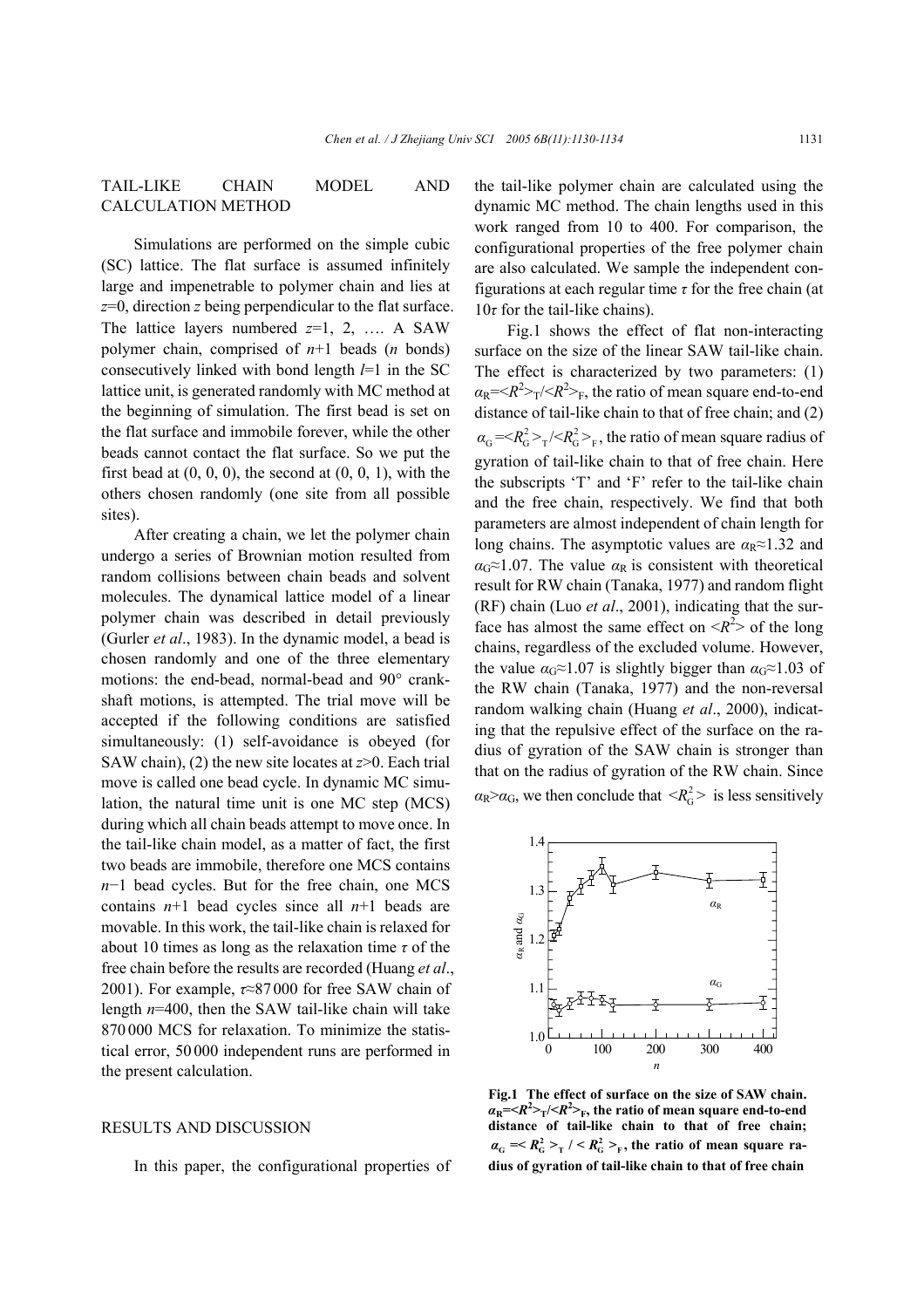## TAIL-LIKE CHAIN MODEL AND CALCULATION METHOD

Simulations are performed on the simple cubic (SC) lattice. The flat surface is assumed infinitely large and impenetrable to polymer chain and lies at $z$=0, direction $z$ being perpendicular to the flat surface. The lattice layers numbered $z$=1, 2, …. A SAW polymer chain, comprised of $n$+1 beads ($n$ bonds) consecutively linked with bond length $l$=1 in the SC lattice unit, is generated randomly with MC method at the beginning of simulation. The first bead is set on the flat surface and immobile forever, while the other beads cannot contact the flat surface. So we put the first bead at (0, 0, 0), the second at (0, 0, 1), with the others chosen randomly (one site from all possible sites).

After creating a chain, we let the polymer chain undergo a series of Brownian motion resulted from random collisions between chain beads and solvent molecules. The dynamical lattice model of a linear polymer chain was described in detail previously (Gurler *et al*., 1983). In the dynamic model, a bead is chosen randomly and one of the three elementary motions: the end-bead, normal-bead and 90° crankshaft motions, is attempted. The trial move will be accepted if the following conditions are satisfied simultaneously: (1) self-avoidance is obeyed (for SAW chain), (2) the new site locates at $z$>0. Each trial move is called one bead cycle. In dynamic MC simulation, the natural time unit is one MC step (MCS) during which all chain beads attempt to move once. In the tail-like chain model, as a matter of fact, the first two beads are immobile, therefore one MCS contains $n$−1 bead cycles. But for the free chain, one MCS contains $n$+1 bead cycles since all $n$+1 beads are movable. In this work, the tail-like chain is relaxed for about 10 times as long as the relaxation time $\tau$ of the free chain before the results are recorded (Huang *et al*., 2001). For example, $\tau$≈87000 for free SAW chain of length $n$=400, then the SAW tail-like chain will take 870000 MCS for relaxation. To minimize the statistical error, 50000 independent runs are performed in the present calculation.

## RESULTS AND DISCUSSION

In this paper, the configurational properties of the tail-like polymer chain are calculated using the dynamic MC method. The chain lengths used in this work ranged from 10 to 400. For comparison, the configurational properties of the free polymer chain are also calculated. We sample the independent configurations at each regular time $\tau$ for the free chain (at 10$\tau$ for the tail-like chains).

Fig.1 shows the effect of flat non-interacting surface on the size of the linear SAW tail-like chain. The effect is characterized by two parameters: (1) $\alpha_R=\langle R^2\rangle_T/\langle R^2\rangle_F$, the ratio of mean square end-to-end distance of tail-like chain to that of free chain; and (2) $\alpha_G=\langle R_G^2\rangle_T/\langle R_G^2\rangle_F$, the ratio of mean square radius of gyration of tail-like chain to that of free chain. Here the subscripts 'T' and 'F' refer to the tail-like chain and the free chain, respectively. We find that both parameters are almost independent of chain length for long chains. The asymptotic values are $\alpha_R$≈1.32 and $\alpha_G$≈1.07. The value $\alpha_R$ is consistent with theoretical result for RW chain (Tanaka, 1977) and random flight (RF) chain (Luo *et al*., 2001), indicating that the surface has almost the same effect on $\langle R^2\rangle$ of the long chains, regardless of the excluded volume. However, the value $\alpha_G$≈1.07 is slightly bigger than $\alpha_G$≈1.03 of the RW chain (Tanaka, 1977) and the non-reversal random walking chain (Huang *et al*., 2000), indicating that the repulsive effect of the surface on the radius of gyration of the SAW chain is stronger than that on the radius of gyration of the RW chain. Since $\alpha_R$>$\alpha_G$, we then conclude that $\langle R_G^2\rangle$ is less sensitively

**Fig.1 The effect of surface on the size of SAW chain. $\alpha_R=\langle R^2\rangle_T/\langle R^2\rangle_F$, the ratio of mean square end-to-end distance of tail-like chain to that of free chain; $\alpha_G=\langle R_G^2\rangle_T/\langle R_G^2\rangle_F$, the ratio of mean square radius of gyration of tail-like chain to that of free chain**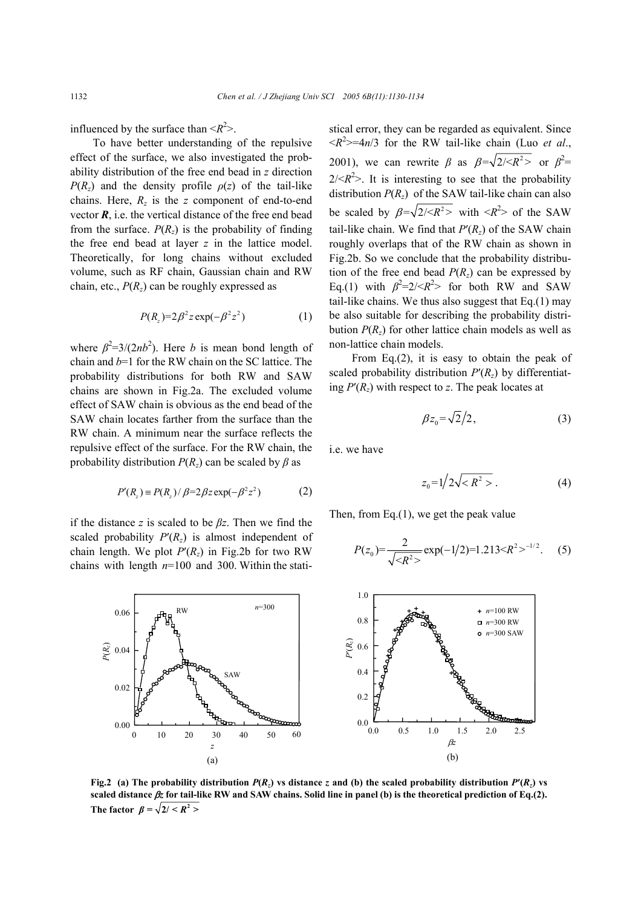influenced by the surface than $<R^2>$.

To have better understanding of the repulsive effect of the surface, we also investigated the probability distribution of the free end bead in *z* direction $P(R_z)$ and the density profile $\rho(z)$ of the tail-like chains. Here, $R_z$ is the *z* component of end-to-end vector $\boldsymbol{R}$, i.e. the vertical distance of the free end bead from the surface. $P(R_z)$ is the probability of finding the free end bead at layer *z* in the lattice model. Theoretically, for long chains without excluded volume, such as RF chain, Gaussian chain and RW chain, etc., $P(R_z)$ can be roughly expressed as

$$P(R_z)=2\beta^2 z\exp(-\beta^2 z^2) \tag{1}$$

where $\beta^2=3/(2nb^2)$. Here *b* is mean bond length of chain and *b*=1 for the RW chain on the SC lattice. The probability distributions for both RW and SAW chains are shown in Fig.2a. The excluded volume effect of SAW chain is obvious as the end bead of the SAW chain locates farther from the surface than the RW chain. A minimum near the surface reflects the repulsive effect of the surface. For the RW chain, the probability distribution $P(R_z)$ can be scaled by $\beta$ as

$$P'(R_z)\equiv P(R_z)/\beta=2\beta z\exp(-\beta^2 z^2) \tag{2}$$

if the distance *z* is scaled to be $\beta z$. Then we find the scaled probability $P'(R_z)$ is almost independent of chain length. We plot $P'(R_z)$ in Fig.2b for two RW chains with length *n*=100 and 300. Within the statistical error, they can be regarded as equivalent. Since $<R^2>=4n/3$ for the RW tail-like chain (Luo *et al*., 2001), we can rewrite $\beta$ as $\beta=\sqrt{2/<R^2>}$ or $\beta^2=2/<R^2>$. It is interesting to see that the probability distribution $P(R_z)$ of the SAW tail-like chain can also be scaled by $\beta=\sqrt{2/<R^2>}$ with $<R^2>$ of the SAW tail-like chain. We find that $P'(R_z)$ of the SAW chain roughly overlaps that of the RW chain as shown in Fig.2b. So we conclude that the probability distribution of the free end bead $P(R_z)$ can be expressed by Eq.(1) with $\beta^2=2/<R^2>$ for both RW and SAW tail-like chains. We thus also suggest that Eq.(1) may be also suitable for describing the probability distribution $P(R_z)$ for other lattice chain models as well as non-lattice chain models.

From Eq.(2), it is easy to obtain the peak of scaled probability distribution $P'(R_z)$ by differentiating $P'(R_z)$ with respect to *z*. The peak locates at

$$\beta z_0=\sqrt{2}/2, \tag{3}$$

i.e. we have

$$z_0=1/2\sqrt{<R^2>}. \tag{4}$$

Then, from Eq.(1), we get the peak value

$$P(z_0)=\frac{2}{\sqrt{<R^2>}}\exp(-1/2)=1.213<R^2>^{-1/2}. \tag{5}$$

**Fig.2 (a) The probability distribution $P(R_z)$ vs distance $z$ and (b) the scaled probability distribution $P'(R_z)$ vs scaled distance $\beta z$ for tail-like RW and SAW chains. Solid line in panel (b) is the theoretical prediction of Eq.(2). The factor $\beta=\sqrt{2/<R^2>}$**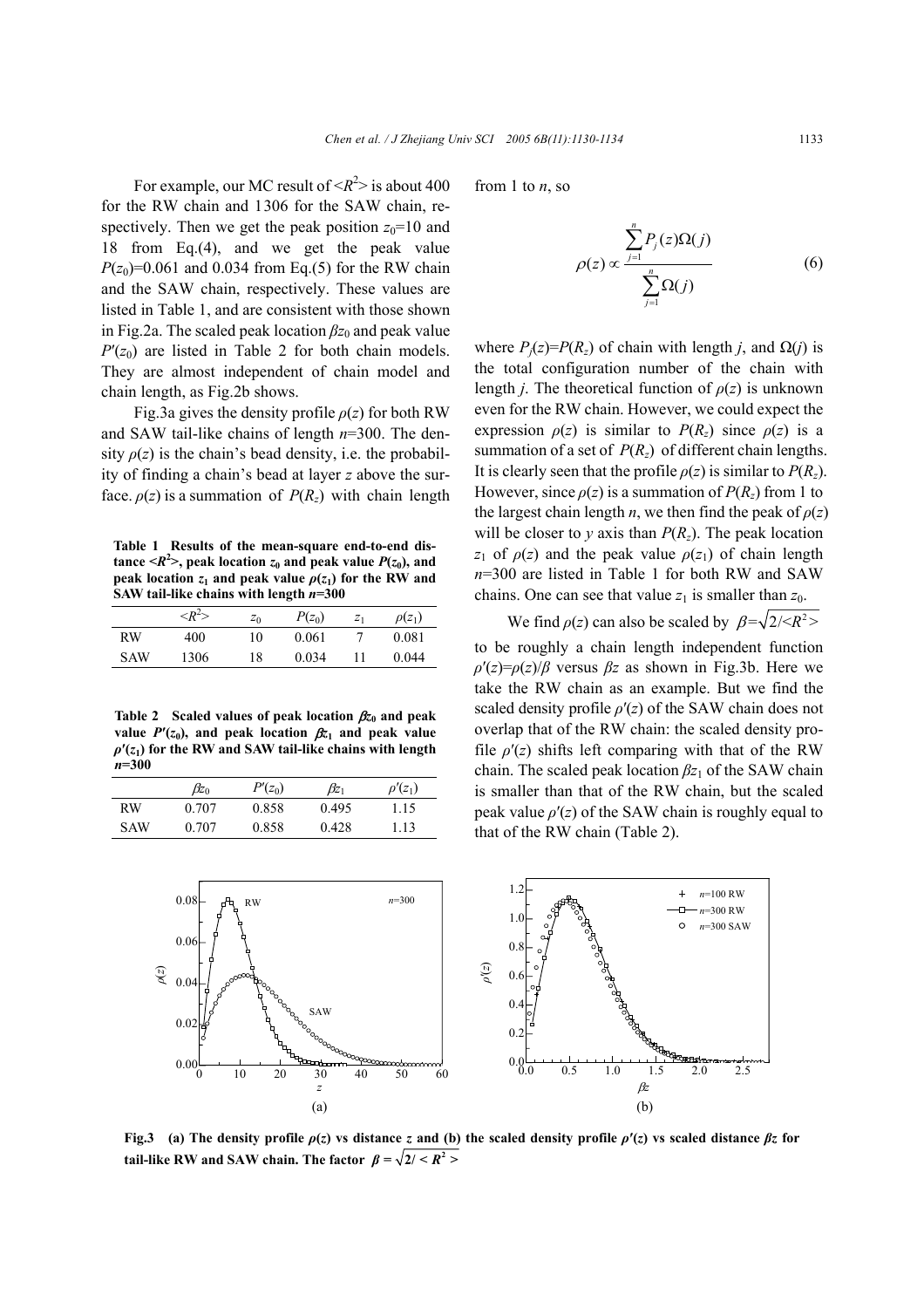For example, our MC result of $<R^2>$ is about 400 for the RW chain and 1306 for the SAW chain, respectively. Then we get the peak position $z_0$=10 and 18 from Eq.(4), and we get the peak value $P(z_0)$=0.061 and 0.034 from Eq.(5) for the RW chain and the SAW chain, respectively. These values are listed in Table 1, and are consistent with those shown in Fig.2a. The scaled peak location $\beta z_0$ and peak value $P'(z_0)$ are listed in Table 2 for both chain models. They are almost independent of chain model and chain length, as Fig.2b shows.

Fig.3a gives the density profile $\rho(z)$ for both RW and SAW tail-like chains of length $n$=300. The density $\rho(z)$ is the chain's bead density, i.e. the probability of finding a chain's bead at layer $z$ above the surface. $\rho(z)$ is a summation of $P(R_z)$ with chain length from 1 to $n$, so

$$\rho(z) \propto \frac{\sum_{j=1}^{n} P_j(z)\Omega(j)}{\sum_{j=1}^{n} \Omega(j)} \tag{6}$$

where $P_j(z)=P(R_z)$ of chain with length $j$, and $\Omega(j)$ is the total configuration number of the chain with length $j$. The theoretical function of $\rho(z)$ is unknown even for the RW chain. However, we could expect the expression $\rho(z)$ is similar to $P(R_z)$ since $\rho(z)$ is a summation of a set of $P(R_z)$ of different chain lengths. It is clearly seen that the profile $\rho(z)$ is similar to $P(R_z)$. However, since $\rho(z)$ is a summation of $P(R_z)$ from 1 to the largest chain length $n$, we then find the peak of $\rho(z)$ will be closer to $y$ axis than $P(R_z)$. The peak location $z_1$ of $\rho(z)$ and the peak value $\rho(z_1)$ of chain length $n$=300 are listed in Table 1 for both RW and SAW chains. One can see that value $z_1$ is smaller than $z_0$.

We find $\rho(z)$ can also be scaled by $\beta=\sqrt{2/<R^2>}$ to be roughly a chain length independent function $\rho'(z)=\rho(z)/\beta$ versus $\beta z$ as shown in Fig.3b. Here we take the RW chain as an example. But we find the scaled density profile $\rho'(z)$ of the SAW chain does not overlap that of the RW chain: the scaled density profile $\rho'(z)$ shifts left comparing with that of the RW chain. The scaled peak location $\beta z_1$ of the SAW chain is smaller than that of the RW chain, but the scaled peak value $\rho'(z)$ of the SAW chain is roughly equal to that of the RW chain (Table 2).

**Table 1 Results of the mean-square end-to-end distance $<R^2>$, peak location $z_0$ and peak value $P(z_0)$, and peak location $z_1$ and peak value $\rho(z_1)$ for the RW and SAW tail-like chains with length $n$=300**

| | $<R^2>$ | $z_0$ | $P(z_0)$ | $z_1$ | $\rho(z_1)$ |
|---|---|---|---|---|---|
| RW | 400 | 10 | 0.061 | 7 | 0.081 |
| SAW | 1306 | 18 | 0.034 | 11 | 0.044 |

**Table 2 Scaled values of peak location $\beta z_0$ and peak value $P'(z_0)$, and peak location $\beta z_1$ and peak value $\rho'(z_1)$ for the RW and SAW tail-like chains with length $n$=300**

| | $\beta z_0$ | $P'(z_0)$ | $\beta z_1$ | $\rho'(z_1)$ |
|---|---|---|---|---|
| RW | 0.707 | 0.858 | 0.495 | 1.15 |
| SAW | 0.707 | 0.858 | 0.428 | 1.13 |

**Fig.3 (a) The density profile $\rho(z)$ vs distance $z$ and (b) the scaled density profile $\rho'(z)$ vs scaled distance $\beta z$ for tail-like RW and SAW chain. The factor $\beta=\sqrt{2/<R^2>}$**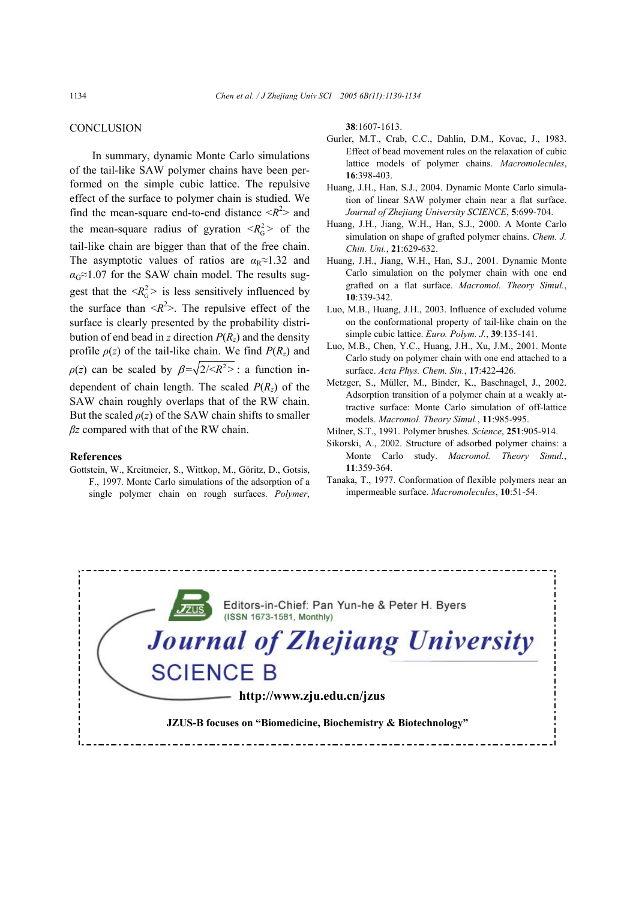## CONCLUSION

In summary, dynamic Monte Carlo simulations of the tail-like SAW polymer chains have been performed on the simple cubic lattice. The repulsive effect of the surface to polymer chain is studied. We find the mean-square end-to-end distance $<R^2>$ and the mean-square radius of gyration $<R_G^2>$ of the tail-like chain are bigger than that of the free chain. The asymptotic values of ratios are $\alpha_R \approx 1.32$ and $\alpha_G \approx 1.07$ for the SAW chain model. The results suggest that the $<R_G^2>$ is less sensitively influenced by the surface than $<R^2>$. The repulsive effect of the surface is clearly presented by the probability distribution of end bead in $z$ direction $P(R_z)$ and the density profile $\rho(z)$ of the tail-like chain. We find $P(R_z)$ and $\rho(z)$ can be scaled by $\beta=\sqrt{2/<R^2>}$: a function independent of chain length. The scaled $P(R_z)$ of the SAW chain roughly overlaps that of the RW chain. But the scaled $\rho(z)$ of the SAW chain shifts to smaller $\beta z$ compared with that of the RW chain.

## References

Gottstein, W., Kreitmeier, S., Wittkop, M., Göritz, D., Gotsis, F., 1997. Monte Carlo simulations of the adsorption of a single polymer chain on rough surfaces. *Polymer*, **38**:1607-1613.

Gurler, M.T., Crab, C.C., Dahlin, D.M., Kovac, J., 1983. Effect of bead movement rules on the relaxation of cubic lattice models of polymer chains. *Macromolecules*, **16**:398-403.

Huang, J.H., Han, S.J., 2004. Dynamic Monte Carlo simulation of linear SAW polymer chain near a flat surface. *Journal of Zhejiang University SCIENCE*, **5**:699-704.

Huang, J.H., Jiang, W.H., Han, S.J., 2000. A Monte Carlo simulation on shape of grafted polymer chains. *Chem. J. Chin. Uni.*, **21**:629-632.

Huang, J.H., Jiang, W.H., Han, S.J., 2001. Dynamic Monte Carlo simulation on the polymer chain with one end grafted on a flat surface. *Macromol. Theory Simul.*, **10**:339-342.

Luo, M.B., Huang, J.H., 2003. Influence of excluded volume on the conformational property of tail-like chain on the simple cubic lattice. *Euro. Polym. J.*, **39**:135-141.

Luo, M.B., Chen, Y.C., Huang, J.H., Xu, J.M., 2001. Monte Carlo study on polymer chain with one end attached to a surface. *Acta Phys. Chem. Sin.*, **17**:422-426.

Metzger, S., Müller, M., Binder, K., Baschnagel, J., 2002. Adsorption transition of a polymer chain at a weakly attractive surface: Monte Carlo simulation of off-lattice models. *Macromol. Theory Simul.*, **11**:985-995.

Milner, S.T., 1991. Polymer brushes. *Science*, **251**:905-914.

Sikorski, A., 2002. Structure of adsorbed polymer chains: a Monte Carlo study. *Macromol. Theory Simul.*, **11**:359-364.

Tanaka, T., 1977. Conformation of flexible polymers near an impermeable surface. *Macromolecules*, **10**:51-54.

Editors-in-Chief: Pan Yun-he & Peter H. Byers
(ISSN 1673-1581, Monthly)

**Journal of Zhejiang University SCIENCE B**

**http://www.zju.edu.cn/jzus**

**JZUS-B focuses on “Biomedicine, Biochemistry & Biotechnology”**